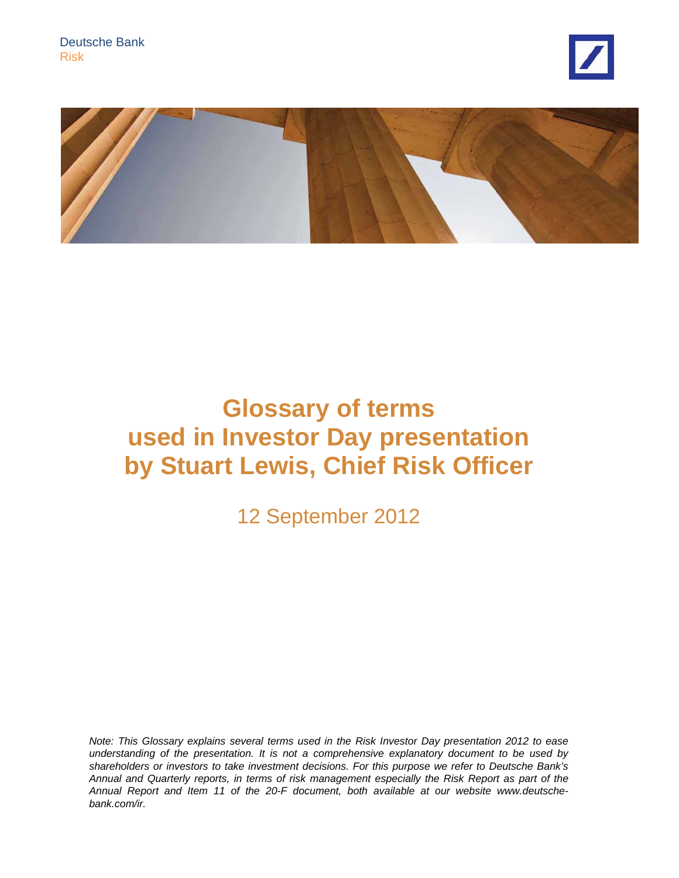Deutsche Bank
Risk

# Glossary of terms used in Investor Day presentation by Stuart Lewis, Chief Risk Officer

12 September 2012

*Note: This Glossary explains several terms used in the Risk Investor Day presentation 2012 to ease understanding of the presentation. It is not a comprehensive explanatory document to be used by shareholders or investors to take investment decisions. For this purpose we refer to Deutsche Bank's Annual and Quarterly reports, in terms of risk management especially the Risk Report as part of the Annual Report and Item 11 of the 20-F document, both available at our website www.deutsche-bank.com/ir.*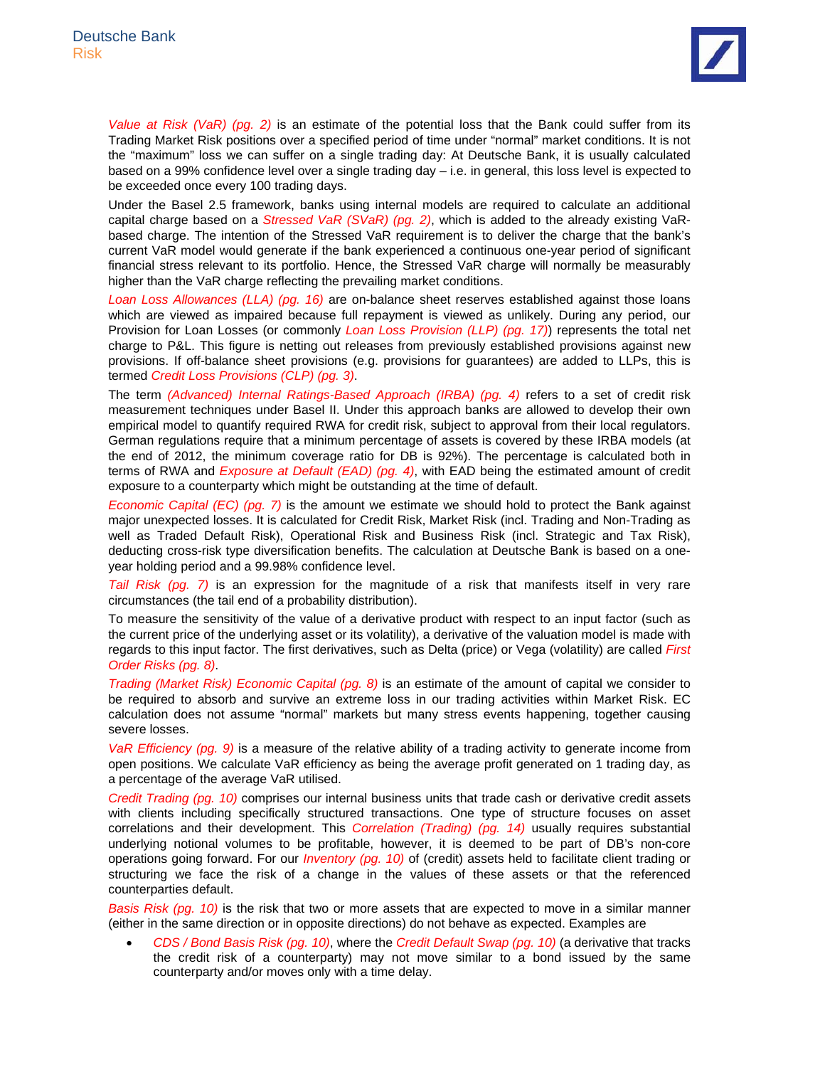*Value at Risk (VaR) (pg. 2)* is an estimate of the potential loss that the Bank could suffer from its Trading Market Risk positions over a specified period of time under "normal" market conditions. It is not the "maximum" loss we can suffer on a single trading day: At Deutsche Bank, it is usually calculated based on a 99% confidence level over a single trading day – i.e. in general, this loss level is expected to be exceeded once every 100 trading days.

Under the Basel 2.5 framework, banks using internal models are required to calculate an additional capital charge based on a *Stressed VaR (SVaR) (pg. 2)*, which is added to the already existing VaR-based charge. The intention of the Stressed VaR requirement is to deliver the charge that the bank's current VaR model would generate if the bank experienced a continuous one-year period of significant financial stress relevant to its portfolio. Hence, the Stressed VaR charge will normally be measurably higher than the VaR charge reflecting the prevailing market conditions.

*Loan Loss Allowances (LLA) (pg. 16)* are on-balance sheet reserves established against those loans which are viewed as impaired because full repayment is viewed as unlikely. During any period, our Provision for Loan Losses (or commonly *Loan Loss Provision (LLP) (pg. 17)*) represents the total net charge to P&L. This figure is netting out releases from previously established provisions against new provisions. If off-balance sheet provisions (e.g. provisions for guarantees) are added to LLPs, this is termed *Credit Loss Provisions (CLP) (pg. 3)*.

The term *(Advanced) Internal Ratings-Based Approach (IRBA) (pg. 4)* refers to a set of credit risk measurement techniques under Basel II. Under this approach banks are allowed to develop their own empirical model to quantify required RWA for credit risk, subject to approval from their local regulators. German regulations require that a minimum percentage of assets is covered by these IRBA models (at the end of 2012, the minimum coverage ratio for DB is 92%). The percentage is calculated both in terms of RWA and *Exposure at Default (EAD) (pg. 4)*, with EAD being the estimated amount of credit exposure to a counterparty which might be outstanding at the time of default.

*Economic Capital (EC) (pg. 7)* is the amount we estimate we should hold to protect the Bank against major unexpected losses. It is calculated for Credit Risk, Market Risk (incl. Trading and Non-Trading as well as Traded Default Risk), Operational Risk and Business Risk (incl. Strategic and Tax Risk), deducting cross-risk type diversification benefits. The calculation at Deutsche Bank is based on a one-year holding period and a 99.98% confidence level.

*Tail Risk (pg. 7)* is an expression for the magnitude of a risk that manifests itself in very rare circumstances (the tail end of a probability distribution).

To measure the sensitivity of the value of a derivative product with respect to an input factor (such as the current price of the underlying asset or its volatility), a derivative of the valuation model is made with regards to this input factor. The first derivatives, such as Delta (price) or Vega (volatility) are called *First Order Risks (pg. 8)*.

*Trading (Market Risk) Economic Capital (pg. 8)* is an estimate of the amount of capital we consider to be required to absorb and survive an extreme loss in our trading activities within Market Risk. EC calculation does not assume "normal" markets but many stress events happening, together causing severe losses.

*VaR Efficiency (pg. 9)* is a measure of the relative ability of a trading activity to generate income from open positions. We calculate VaR efficiency as being the average profit generated on 1 trading day, as a percentage of the average VaR utilised.

*Credit Trading (pg. 10)* comprises our internal business units that trade cash or derivative credit assets with clients including specifically structured transactions. One type of structure focuses on asset correlations and their development. This *Correlation (Trading) (pg. 14)* usually requires substantial underlying notional volumes to be profitable, however, it is deemed to be part of DB's non-core operations going forward. For our *Inventory (pg. 10)* of (credit) assets held to facilitate client trading or structuring we face the risk of a change in the values of these assets or that the referenced counterparties default.

*Basis Risk (pg. 10)* is the risk that two or more assets that are expected to move in a similar manner (either in the same direction or in opposite directions) do not behave as expected. Examples are

- *CDS / Bond Basis Risk (pg. 10)*, where the *Credit Default Swap (pg. 10)* (a derivative that tracks the credit risk of a counterparty) may not move similar to a bond issued by the same counterparty and/or moves only with a time delay.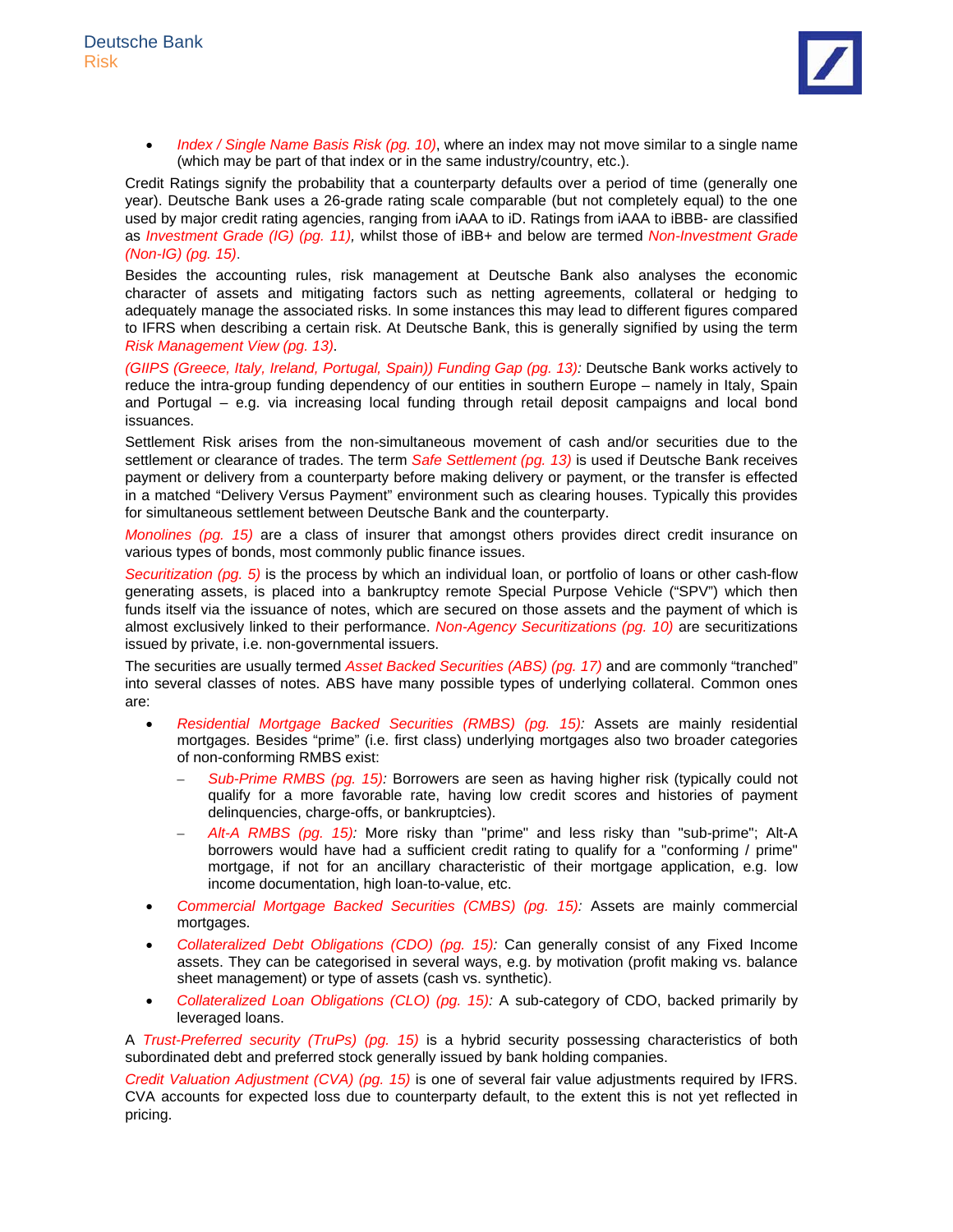- *Index / Single Name Basis Risk (pg. 10)*, where an index may not move similar to a single name (which may be part of that index or in the same industry/country, etc.).

Credit Ratings signify the probability that a counterparty defaults over a period of time (generally one year). Deutsche Bank uses a 26-grade rating scale comparable (but not completely equal) to the one used by major credit rating agencies, ranging from iAAA to iD. Ratings from iAAA to iBBB- are classified as *Investment Grade (IG) (pg. 11)*, whilst those of iBB+ and below are termed *Non-Investment Grade (Non-IG) (pg. 15)*.

Besides the accounting rules, risk management at Deutsche Bank also analyses the economic character of assets and mitigating factors such as netting agreements, collateral or hedging to adequately manage the associated risks. In some instances this may lead to different figures compared to IFRS when describing a certain risk. At Deutsche Bank, this is generally signified by using the term *Risk Management View (pg. 13)*.

*(GIIPS (Greece, Italy, Ireland, Portugal, Spain)) Funding Gap (pg. 13):* Deutsche Bank works actively to reduce the intra-group funding dependency of our entities in southern Europe – namely in Italy, Spain and Portugal – e.g. via increasing local funding through retail deposit campaigns and local bond issuances.

Settlement Risk arises from the non-simultaneous movement of cash and/or securities due to the settlement or clearance of trades. The term *Safe Settlement (pg. 13)* is used if Deutsche Bank receives payment or delivery from a counterparty before making delivery or payment, or the transfer is effected in a matched "Delivery Versus Payment" environment such as clearing houses. Typically this provides for simultaneous settlement between Deutsche Bank and the counterparty.

*Monolines (pg. 15)* are a class of insurer that amongst others provides direct credit insurance on various types of bonds, most commonly public finance issues.

*Securitization (pg. 5)* is the process by which an individual loan, or portfolio of loans or other cash-flow generating assets, is placed into a bankruptcy remote Special Purpose Vehicle ("SPV") which then funds itself via the issuance of notes, which are secured on those assets and the payment of which is almost exclusively linked to their performance. *Non-Agency Securitizations (pg. 10)* are securitizations issued by private, i.e. non-governmental issuers.

The securities are usually termed *Asset Backed Securities (ABS) (pg. 17)* and are commonly "tranched" into several classes of notes. ABS have many possible types of underlying collateral. Common ones are:

- *Residential Mortgage Backed Securities (RMBS) (pg. 15):* Assets are mainly residential mortgages. Besides "prime" (i.e. first class) underlying mortgages also two broader categories of non-conforming RMBS exist:
  - *Sub-Prime RMBS (pg. 15):* Borrowers are seen as having higher risk (typically could not qualify for a more favorable rate, having low credit scores and histories of payment delinquencies, charge-offs, or bankruptcies).
  - *Alt-A RMBS (pg. 15):* More risky than "prime" and less risky than "sub-prime"; Alt-A borrowers would have had a sufficient credit rating to qualify for a "conforming / prime" mortgage, if not for an ancillary characteristic of their mortgage application, e.g. low income documentation, high loan-to-value, etc.
- *Commercial Mortgage Backed Securities (CMBS) (pg. 15):* Assets are mainly commercial mortgages.
- *Collateralized Debt Obligations (CDO) (pg. 15):* Can generally consist of any Fixed Income assets. They can be categorised in several ways, e.g. by motivation (profit making vs. balance sheet management) or type of assets (cash vs. synthetic).
- *Collateralized Loan Obligations (CLO) (pg. 15):* A sub-category of CDO, backed primarily by leveraged loans.

A *Trust-Preferred security (TruPs) (pg. 15)* is a hybrid security possessing characteristics of both subordinated debt and preferred stock generally issued by bank holding companies.

*Credit Valuation Adjustment (CVA) (pg. 15)* is one of several fair value adjustments required by IFRS. CVA accounts for expected loss due to counterparty default, to the extent this is not yet reflected in pricing.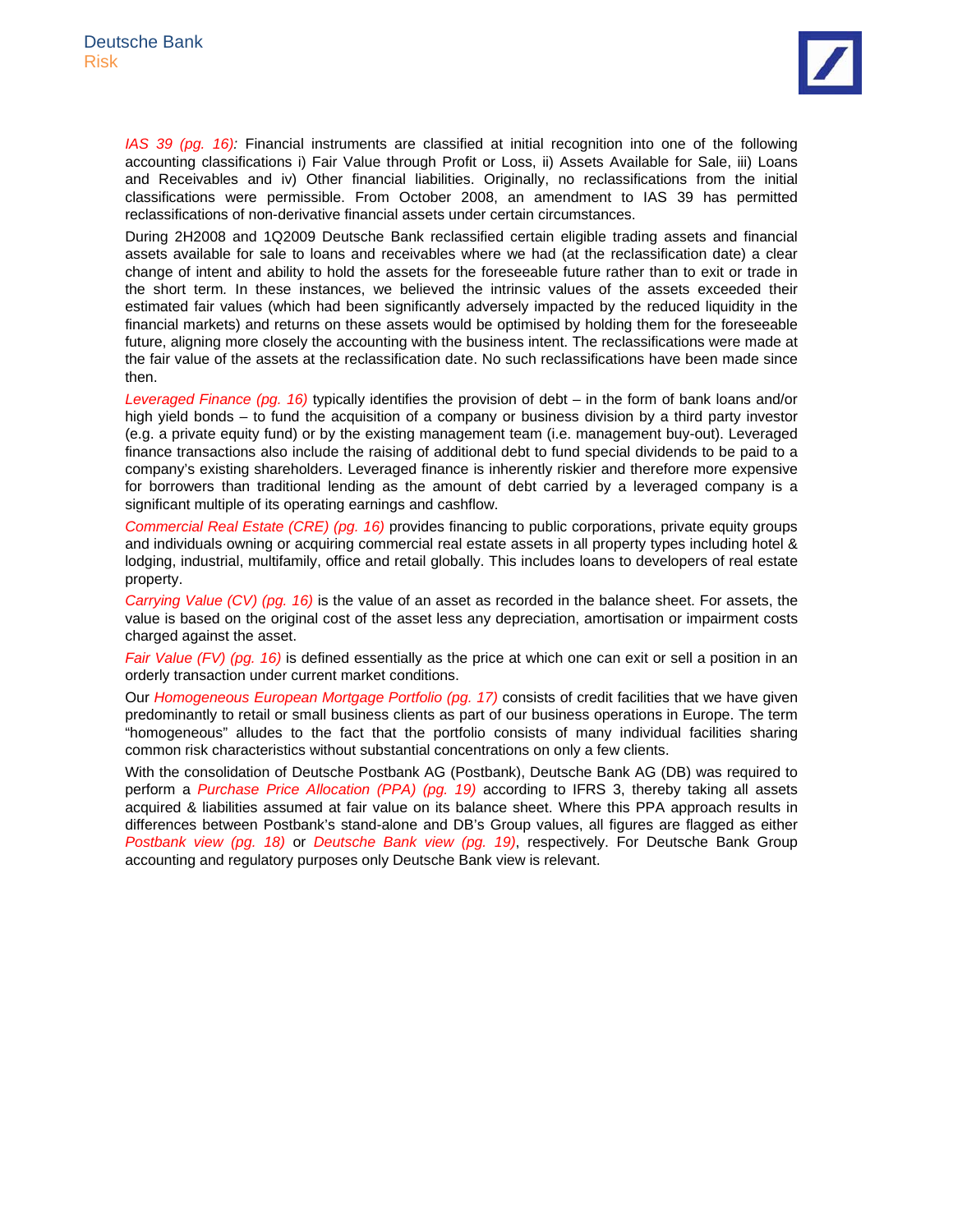*IAS 39 (pg. 16):* Financial instruments are classified at initial recognition into one of the following accounting classifications i) Fair Value through Profit or Loss, ii) Assets Available for Sale, iii) Loans and Receivables and iv) Other financial liabilities. Originally, no reclassifications from the initial classifications were permissible. From October 2008, an amendment to IAS 39 has permitted reclassifications of non-derivative financial assets under certain circumstances.

During 2H2008 and 1Q2009 Deutsche Bank reclassified certain eligible trading assets and financial assets available for sale to loans and receivables where we had (at the reclassification date) a clear change of intent and ability to hold the assets for the foreseeable future rather than to exit or trade in the short term. In these instances, we believed the intrinsic values of the assets exceeded their estimated fair values (which had been significantly adversely impacted by the reduced liquidity in the financial markets) and returns on these assets would be optimised by holding them for the foreseeable future, aligning more closely the accounting with the business intent. The reclassifications were made at the fair value of the assets at the reclassification date. No such reclassifications have been made since then.

*Leveraged Finance (pg. 16)* typically identifies the provision of debt – in the form of bank loans and/or high yield bonds – to fund the acquisition of a company or business division by a third party investor (e.g. a private equity fund) or by the existing management team (i.e. management buy-out). Leveraged finance transactions also include the raising of additional debt to fund special dividends to be paid to a company's existing shareholders. Leveraged finance is inherently riskier and therefore more expensive for borrowers than traditional lending as the amount of debt carried by a leveraged company is a significant multiple of its operating earnings and cashflow.

*Commercial Real Estate (CRE) (pg. 16)* provides financing to public corporations, private equity groups and individuals owning or acquiring commercial real estate assets in all property types including hotel & lodging, industrial, multifamily, office and retail globally. This includes loans to developers of real estate property.

*Carrying Value (CV) (pg. 16)* is the value of an asset as recorded in the balance sheet. For assets, the value is based on the original cost of the asset less any depreciation, amortisation or impairment costs charged against the asset.

*Fair Value (FV) (pg. 16)* is defined essentially as the price at which one can exit or sell a position in an orderly transaction under current market conditions.

Our *Homogeneous European Mortgage Portfolio (pg. 17)* consists of credit facilities that we have given predominantly to retail or small business clients as part of our business operations in Europe. The term "homogeneous" alludes to the fact that the portfolio consists of many individual facilities sharing common risk characteristics without substantial concentrations on only a few clients.

With the consolidation of Deutsche Postbank AG (Postbank), Deutsche Bank AG (DB) was required to perform a *Purchase Price Allocation (PPA) (pg. 19)* according to IFRS 3, thereby taking all assets acquired & liabilities assumed at fair value on its balance sheet. Where this PPA approach results in differences between Postbank's stand-alone and DB's Group values, all figures are flagged as either *Postbank view (pg. 18)* or *Deutsche Bank view (pg. 19)*, respectively. For Deutsche Bank Group accounting and regulatory purposes only Deutsche Bank view is relevant.